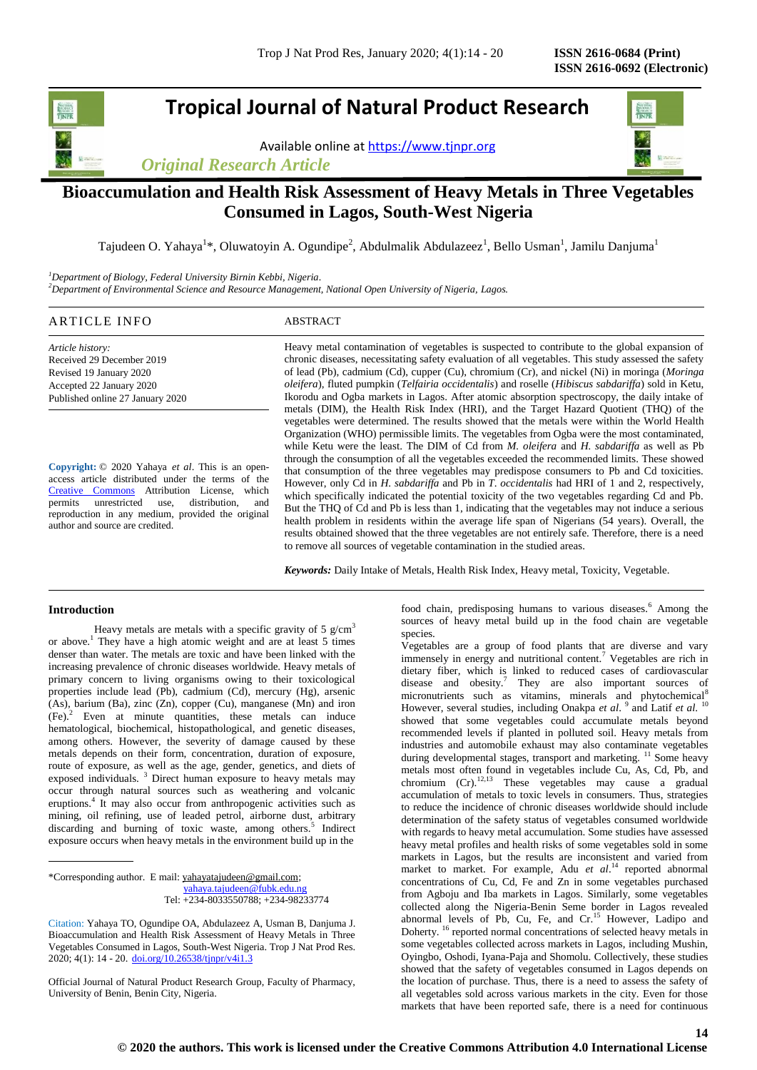# Tropical Journal of Natural Product Research

Available online at https://www.tjnpr.org

*Original Research Article*

## Bioaccumulation and Health Risk Assessment of Heavy Metals in Three Vegetables Consumed in Lagos, South-West Nigeria

Tajudeen O. Yahaya[1]*, Oluwatoyin A. Ogundipe[2], Abdulmalik Abdulazeez[1], Bello Usman[1], Jamilu Danjuma[1]

[1]*Department of Biology, Federal University Birnin Kebbi, Nigeria.*
[2]*Department of Environmental Science and Resource Management, National Open University of Nigeria, Lagos.*

### ARTICLE INFO

*Article history:*
Received 29 December 2019
Revised 19 January 2020
Accepted 22 January 2020
Published online 27 January 2020

**Copyright:** © 2020 Yahaya *et al*. This is an open-access article distributed under the terms of the Creative Commons Attribution License, which permits unrestricted use, distribution, and reproduction in any medium, provided the original author and source are credited.

### ABSTRACT

Heavy metal contamination of vegetables is suspected to contribute to the global expansion of chronic diseases, necessitating safety evaluation of all vegetables. This study assessed the safety of lead (Pb), cadmium (Cd), cupper (Cu), chromium (Cr), and nickel (Ni) in moringa (*Moringa oleifera*), fluted pumpkin (*Telfairia occidentalis*) and roselle (*Hibiscus sabdariffa*) sold in Ketu, Ikorodu and Ogba markets in Lagos. After atomic absorption spectroscopy, the daily intake of metals (DIM), the Health Risk Index (HRI), and the Target Hazard Quotient (THQ) of the vegetables were determined. The results showed that the metals were within the World Health Organization (WHO) permissible limits. The vegetables from Ogba were the most contaminated, while Ketu were the least. The DIM of Cd from *M. oleifera* and *H. sabdariffa* as well as Pb through the consumption of all the vegetables exceeded the recommended limits. These showed that consumption of the three vegetables may predispose consumers to Pb and Cd toxicities. However, only Cd in *H. sabdariffa* and Pb in *T. occidentalis* had HRI of 1 and 2, respectively, which specifically indicated the potential toxicity of the two vegetables regarding Cd and Pb. But the THQ of Cd and Pb is less than 1, indicating that the vegetables may not induce a serious health problem in residents within the average life span of Nigerians (54 years). Overall, the results obtained showed that the three vegetables are not entirely safe. Therefore, there is a need to remove all sources of vegetable contamination in the studied areas.

***Keywords:*** Daily Intake of Metals, Health Risk Index, Heavy metal, Toxicity, Vegetable.

## Introduction

Heavy metals are metals with a specific gravity of 5 g/cm$^3$ or above.[1] They have a high atomic weight and are at least 5 times denser than water. The metals are toxic and have been linked with the increasing prevalence of chronic diseases worldwide. Heavy metals of primary concern to living organisms owing to their toxicological properties include lead (Pb), cadmium (Cd), mercury (Hg), arsenic (As), barium (Ba), zinc (Zn), copper (Cu), manganese (Mn) and iron (Fe).[2] Even at minute quantities, these metals can induce hematological, biochemical, histopathological, and genetic diseases, among others. However, the severity of damage caused by these metals depends on their form, concentration, duration of exposure, route of exposure, as well as the age, gender, genetics, and diets of exposed individuals.[3] Direct human exposure to heavy metals may occur through natural sources such as weathering and volcanic eruptions.[4] It may also occur from anthropogenic activities such as mining, oil refining, use of leaded petrol, airborne dust, arbitrary discarding and burning of toxic waste, among others.[5] Indirect exposure occurs when heavy metals in the environment build up in the food chain, predisposing humans to various diseases.[6] Among the sources of heavy metal build up in the food chain are vegetable species.

Vegetables are a group of food plants that are diverse and vary immensely in energy and nutritional content.[7] Vegetables are rich in dietary fiber, which is linked to reduced cases of cardiovascular disease and obesity.[7] They are also important sources of micronutrients such as vitamins, minerals and phytochemical[8] However, several studies, including Onakpa *et al*. [9] and Latif *et al.* [10] showed that some vegetables could accumulate metals beyond recommended levels if planted in polluted soil. Heavy metals from industries and automobile exhaust may also contaminate vegetables during developmental stages, transport and marketing. [11] Some heavy metals most often found in vegetables include Cu, As, Cd, Pb, and chromium (Cr).[12,13] These vegetables may cause a gradual accumulation of metals to toxic levels in consumers. Thus, strategies to reduce the incidence of chronic diseases worldwide should include determination of the safety status of vegetables consumed worldwide with regards to heavy metal accumulation. Some studies have assessed heavy metal profiles and health risks of some vegetables sold in some markets in Lagos, but the results are inconsistent and varied from market to market. For example, Adu *et al*.[14] reported abnormal concentrations of Cu, Cd, Fe and Zn in some vegetables purchased from Agboju and Iba markets in Lagos. Similarly, some vegetables collected along the Nigeria-Benin Seme border in Lagos revealed abnormal levels of Pb, Cu, Fe, and Cr.[15] However, Ladipo and Doherty. [16] reported normal concentrations of selected heavy metals in some vegetables collected across markets in Lagos, including Mushin, Oyingbo, Oshodi, Iyana-Paja and Shomolu. Collectively, these studies showed that the safety of vegetables consumed in Lagos depends on the location of purchase. Thus, there is a need to assess the safety of all vegetables sold across various markets in the city. Even for those markets that have been reported safe, there is a need for continuous

*Corresponding author. E mail: yahayatajudeen@gmail.com; yahaya.tajudeen@fubk.edu.ng
Tel: +234-8033550788; +234-98233774

Citation: Yahaya TO, Ogundipe OA, Abdulazeez A, Usman B, Danjuma J. Bioaccumulation and Health Risk Assessment of Heavy Metals in Three Vegetables Consumed in Lagos, South-West Nigeria. Trop J Nat Prod Res. 2020; 4(1): 14 - 20. doi.org/10.26538/tjnpr/v4i1.3

Official Journal of Natural Product Research Group, Faculty of Pharmacy, University of Benin, Benin City, Nigeria.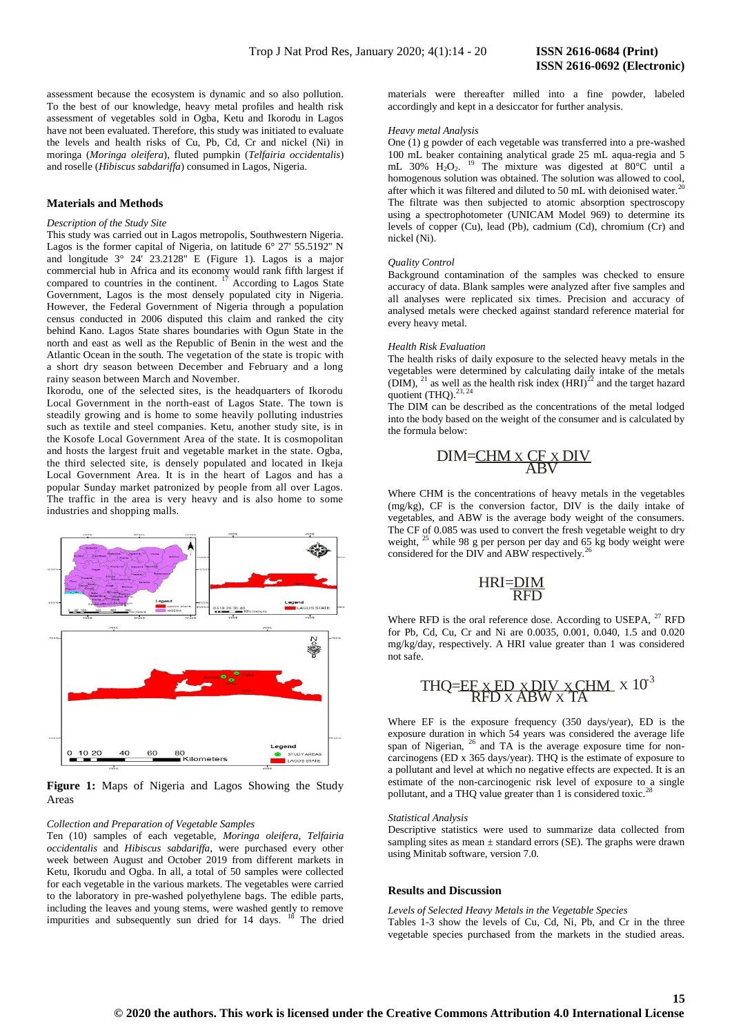assessment because the ecosystem is dynamic and so also pollution. To the best of our knowledge, heavy metal profiles and health risk assessment of vegetables sold in Ogba, Ketu and Ikorodu in Lagos have not been evaluated. Therefore, this study was initiated to evaluate the levels and health risks of Cu, Pb, Cd, Cr and nickel (Ni) in moringa (*Moringa oleifera*), fluted pumpkin (*Telfairia occidentalis*) and roselle (*Hibiscus sabdariffa*) consumed in Lagos, Nigeria.

## Materials and Methods

### *Description of the Study Site*

This study was carried out in Lagos metropolis, Southwestern Nigeria. Lagos is the former capital of Nigeria, on latitude 6° 27' 55.5192" N and longitude 3° 24' 23.2128" E (Figure 1). Lagos is a major commercial hub in Africa and its economy would rank fifth largest if compared to countries in the continent. [17] According to Lagos State Government, Lagos is the most densely populated city in Nigeria. However, the Federal Government of Nigeria through a population census conducted in 2006 disputed this claim and ranked the city behind Kano. Lagos State shares boundaries with Ogun State in the north and east as well as the Republic of Benin in the west and the Atlantic Ocean in the south. The vegetation of the state is tropic with a short dry season between December and February and a long rainy season between March and November.

Ikorodu, one of the selected sites, is the headquarters of Ikorodu Local Government in the north-east of Lagos State. The town is steadily growing and is home to some heavily polluting industries such as textile and steel companies. Ketu, another study site, is in the Kosofe Local Government Area of the state. It is cosmopolitan and hosts the largest fruit and vegetable market in the state. Ogba, the third selected site, is densely populated and located in Ikeja Local Government Area. It is in the heart of Lagos and has a popular Sunday market patronized by people from all over Lagos. The traffic in the area is very heavy and is also home to some industries and shopping malls.

**Figure 1:** Maps of Nigeria and Lagos Showing the Study Areas

### *Collection and Preparation of Vegetable Samples*

Ten (10) samples of each vegetable, *Moringa oleifera*, *Telfairia occidentalis* and *Hibiscus sabdariffa*, were purchased every other week between August and October 2019 from different markets in Ketu, Ikorodu and Ogba. In all, a total of 50 samples were collected for each vegetable in the various markets. The vegetables were carried to the laboratory in pre-washed polyethylene bags. The edible parts, including the leaves and young stems, were washed gently to remove impurities and subsequently sun dried for 14 days. [18] The dried materials were thereafter milled into a fine powder, labeled accordingly and kept in a desiccator for further analysis.

### *Heavy metal Analysis*

One (1) g powder of each vegetable was transferred into a pre-washed 100 mL beaker containing analytical grade 25 mL aqua-regia and 5 mL 30% $H_2O_2$. [19] The mixture was digested at 80°C until a homogenous solution was obtained. The solution was allowed to cool, after which it was filtered and diluted to 50 mL with deionised water.[20] The filtrate was then subjected to atomic absorption spectroscopy using a spectrophotometer (UNICAM Model 969) to determine its levels of copper (Cu), lead (Pb), cadmium (Cd), chromium (Cr) and nickel (Ni).

### *Quality Control*

Background contamination of the samples was checked to ensure accuracy of data. Blank samples were analyzed after five samples and all analyses were replicated six times. Precision and accuracy of analysed metals were checked against standard reference material for every heavy metal.

### *Health Risk Evaluation*

The health risks of daily exposure to the selected heavy metals in the vegetables were determined by calculating daily intake of the metals (DIM), [21] as well as the health risk index (HRI)[22] and the target hazard quotient (THQ).[23, 24]

The DIM can be described as the concentrations of the metal lodged into the body based on the weight of the consumer and is calculated by the formula below:

$$DIM = \frac{CHM \times CF \times DIV}{ABV}$$

Where CHM is the concentrations of heavy metals in the vegetables (mg/kg), CF is the conversion factor, DIV is the daily intake of vegetables, and ABW is the average body weight of the consumers. The CF of 0.085 was used to convert the fresh vegetable weight to dry weight, [25] while 98 g per person per day and 65 kg body weight were considered for the DIV and ABW respectively.[26]

$$HRI = \frac{DIM}{RFD}$$

Where RFD is the oral reference dose. According to USEPA, [27] RFD for Pb, Cd, Cu, Cr and Ni are 0.0035, 0.001, 0.040, 1.5 and 0.020 mg/kg/day, respectively. A HRI value greater than 1 was considered not safe.

$$THQ = \frac{EF \times ED \times DIV \times CHM}{RFD \times ABW \times TA} \times 10^{-3}$$

Where EF is the exposure frequency (350 days/year), ED is the exposure duration in which 54 years was considered the average life span of Nigerian, [26] and TA is the average exposure time for non-carcinogens (ED x 365 days/year). THQ is the estimate of exposure to a pollutant and level at which no negative effects are expected. It is an estimate of the non-carcinogenic risk level of exposure to a single pollutant, and a THQ value greater than 1 is considered toxic.[28]

### *Statistical Analysis*

Descriptive statistics were used to summarize data collected from sampling sites as mean ± standard errors (SE). The graphs were drawn using Minitab software, version 7.0.

## Results and Discussion

### *Levels of Selected Heavy Metals in the Vegetable Species*

Tables 1-3 show the levels of Cu, Cd, Ni, Pb, and Cr in the three vegetable species purchased from the markets in the studied areas.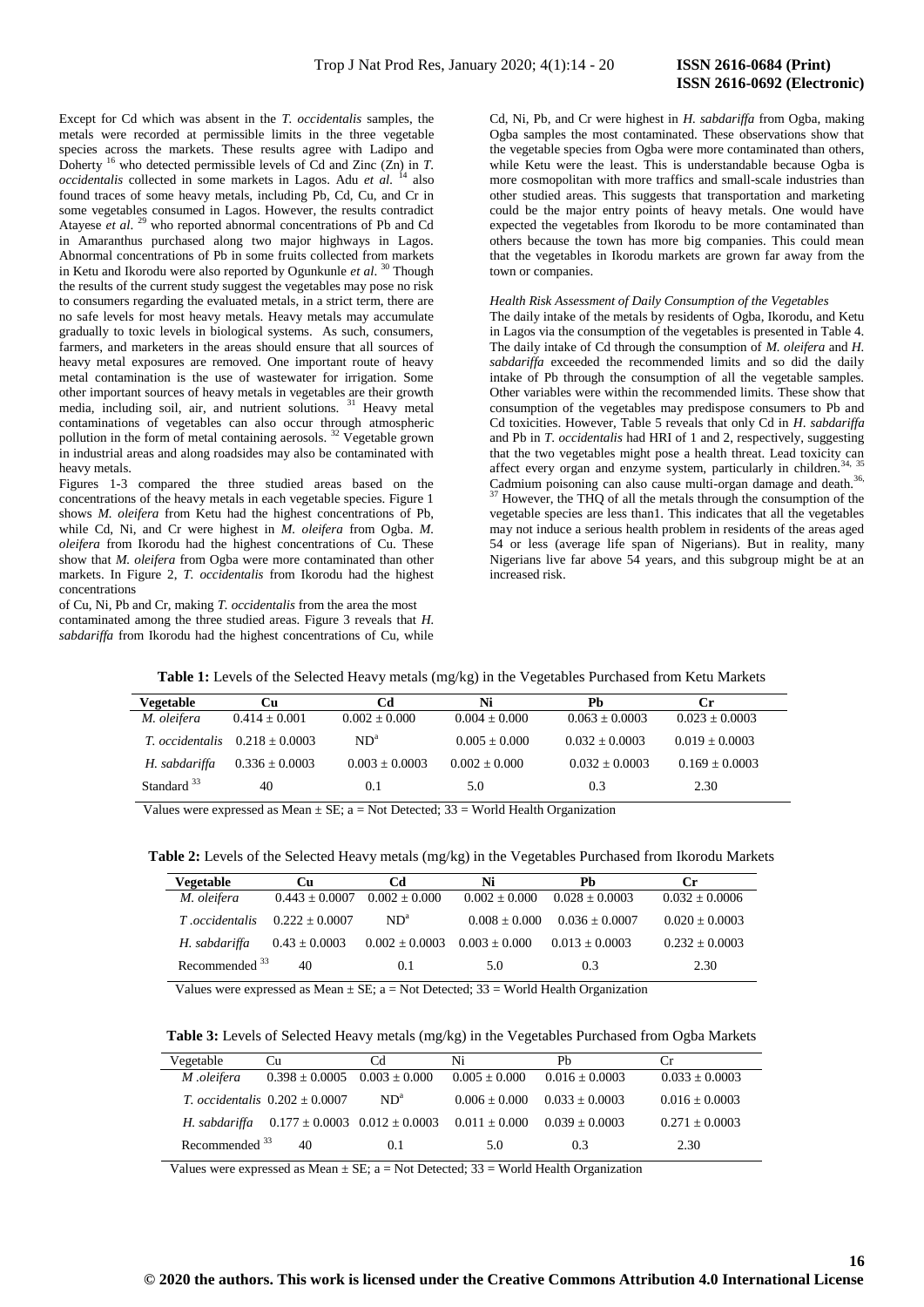Except for Cd which was absent in the *T. occidentalis* samples, the metals were recorded at permissible limits in the three vegetable species across the markets. These results agree with Ladipo and Doherty [16] who detected permissible levels of Cd and Zinc (Zn) in *T. occidentalis* collected in some markets in Lagos. Adu *et al.* [14] also found traces of some heavy metals, including Pb, Cd, Cu, and Cr in some vegetables consumed in Lagos. However, the results contradict Atayese *et al.* [29] who reported abnormal concentrations of Pb and Cd in Amaranthus purchased along two major highways in Lagos. Abnormal concentrations of Pb in some fruits collected from markets in Ketu and Ikorodu were also reported by Ogunkunle *et al.* [30] Though the results of the current study suggest the vegetables may pose no risk to consumers regarding the evaluated metals, in a strict term, there are no safe levels for most heavy metals. Heavy metals may accumulate gradually to toxic levels in biological systems. As such, consumers, farmers, and marketers in the areas should ensure that all sources of heavy metal exposures are removed. One important route of heavy metal contamination is the use of wastewater for irrigation. Some other important sources of heavy metals in vegetables are their growth media, including soil, air, and nutrient solutions. [31] Heavy metal contaminations of vegetables can also occur through atmospheric pollution in the form of metal containing aerosols. [32] Vegetable grown in industrial areas and along roadsides may also be contaminated with heavy metals.

Figures 1-3 compared the three studied areas based on the concentrations of the heavy metals in each vegetable species. Figure 1 shows *M. oleifera* from Ketu had the highest concentrations of Pb, while Cd, Ni, and Cr were highest in *M. oleifera* from Ogba. *M. oleifera* from Ikorodu had the highest concentrations of Cu. These show that *M. oleifera* from Ogba were more contaminated than other markets. In Figure 2, *T. occidentalis* from Ikorodu had the highest concentrations of Cu, Ni, Pb and Cr, making *T. occidentalis* from the area the most contaminated among the three studied areas. Figure 3 reveals that *H. sabdariffa* from Ikorodu had the highest concentrations of Cu, while Cd, Ni, Pb, and Cr were highest in *H. sabdariffa* from Ogba, making Ogba samples the most contaminated. These observations show that the vegetable species from Ogba were more contaminated than others, while Ketu were the least. This is understandable because Ogba is more cosmopolitan with more traffics and small-scale industries than other studied areas. This suggests that transportation and marketing could be the major entry points of heavy metals. One would have expected the vegetables from Ikorodu to be more contaminated than others because the town has more big companies. This could mean that the vegetables in Ikorodu markets are grown far away from the town or companies.

*Health Risk Assessment of Daily Consumption of the Vegetables*

The daily intake of the metals by residents of Ogba, Ikorodu, and Ketu in Lagos via the consumption of the vegetables is presented in Table 4. The daily intake of Cd through the consumption of *M. oleifera* and *H. sabdariffa* exceeded the recommended limits and so did the daily intake of Pb through the consumption of all the vegetable samples. Other variables were within the recommended limits. These show that consumption of the vegetables may predispose consumers to Pb and Cd toxicities. However, Table 5 reveals that only Cd in *H. sabdariffa* and Pb in *T. occidentalis* had HRI of 1 and 2, respectively, suggesting that the two vegetables might pose a health threat. Lead toxicity can affect every organ and enzyme system, particularly in children.[34, 35] Cadmium poisoning can also cause multi-organ damage and death.[36, 37] However, the THQ of all the metals through the consumption of the vegetable species are less than1. This indicates that all the vegetables may not induce a serious health problem in residents of the areas aged 54 or less (average life span of Nigerians). But in reality, many Nigerians live far above 54 years, and this subgroup might be at an increased risk.

**Table 1:** Levels of the Selected Heavy metals (mg/kg) in the Vegetables Purchased from Ketu Markets

| Vegetable | Cu | Cd | Ni | Pb | Cr |
|---|---|---|---|---|---|
| *M. oleifera* | 0.414 ± 0.001 | 0.002 ± 0.000 | 0.004 ± 0.000 | 0.063 ± 0.0003 | 0.023 ± 0.0003 |
| *T. occidentalis* | 0.218 ± 0.0003 | ND[a] | 0.005 ± 0.000 | 0.032 ± 0.0003 | 0.019 ± 0.0003 |
| *H. sabdariffa* | 0.336 ± 0.0003 | 0.003 ± 0.0003 | 0.002 ± 0.000 | 0.032 ± 0.0003 | 0.169 ± 0.0003 |
| Standard [33] | 40 | 0.1 | 5.0 | 0.3 | 2.30 |

Values were expressed as Mean ± SE; a = Not Detected; 33 = World Health Organization

**Table 2:** Levels of the Selected Heavy metals (mg/kg) in the Vegetables Purchased from Ikorodu Markets

| Vegetable | Cu | Cd | Ni | Pb | Cr |
|---|---|---|---|---|---|
| *M. oleifera* | 0.443 ± 0.0007 | 0.002 ± 0.000 | 0.002 ± 0.000 | 0.028 ± 0.0003 | 0.032 ± 0.0006 |
| *T .occidentalis* | 0.222 ± 0.0007 | ND[a] | 0.008 ± 0.000 | 0.036 ± 0.0007 | 0.020 ± 0.0003 |
| *H. sabdariffa* | 0.43 ± 0.0003 | 0.002 ± 0.0003 | 0.003 ± 0.000 | 0.013 ± 0.0003 | 0.232 ± 0.0003 |
| Recommended [33] | 40 | 0.1 | 5.0 | 0.3 | 2.30 |

Values were expressed as Mean ± SE; a = Not Detected; 33 = World Health Organization

**Table 3:** Levels of Selected Heavy metals (mg/kg) in the Vegetables Purchased from Ogba Markets

| Vegetable | Cu | Cd | Ni | Pb | Cr |
|---|---|---|---|---|---|
| *M .oleifera* | 0.398 ± 0.0005 | 0.003 ± 0.000 | 0.005 ± 0.000 | 0.016 ± 0.0003 | 0.033 ± 0.0003 |
| *T. occidentalis* | 0.202 ± 0.0007 | ND[a] | 0.006 ± 0.000 | 0.033 ± 0.0003 | 0.016 ± 0.0003 |
| *H. sabdariffa* | 0.177 ± 0.0003 | 0.012 ± 0.0003 | 0.011 ± 0.000 | 0.039 ± 0.0003 | 0.271 ± 0.0003 |
| Recommended [33] | 40 | 0.1 | 5.0 | 0.3 | 2.30 |

Values were expressed as Mean ± SE; a = Not Detected; 33 = World Health Organization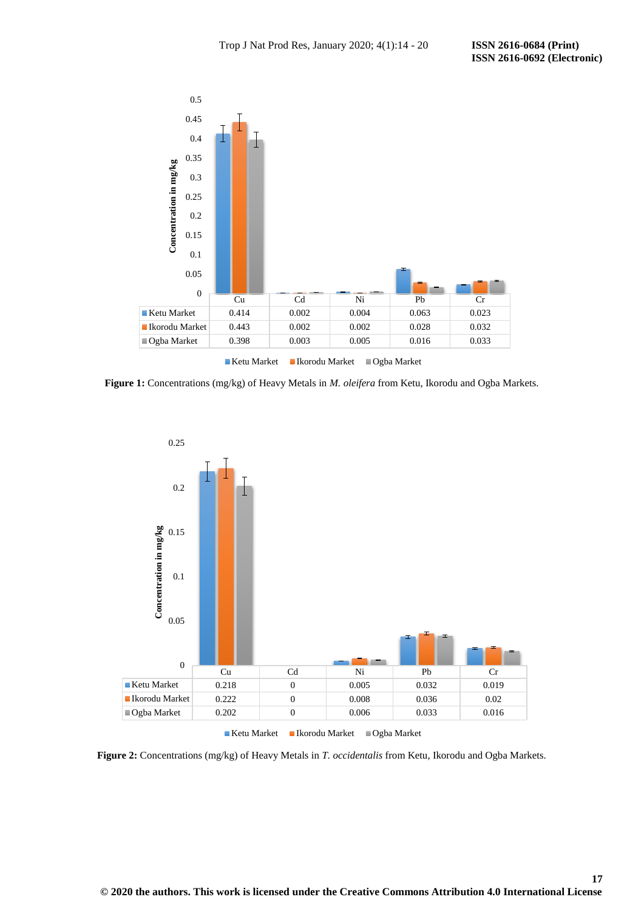| | Cu | Cd | Ni | Pb | Cr |
|---|---|---|---|---|---|
| Ketu Market | 0.414 | 0.002 | 0.004 | 0.063 | 0.023 |
| Ikorodu Market | 0.443 | 0.002 | 0.002 | 0.028 | 0.032 |
| Ogba Market | 0.398 | 0.003 | 0.005 | 0.016 | 0.033 |

**Figure 1:** Concentrations (mg/kg) of Heavy Metals in *M. oleifera* from Ketu, Ikorodu and Ogba Markets.

| | Cu | Cd | Ni | Pb | Cr |
|---|---|---|---|---|---|
| Ketu Market | 0.218 | 0 | 0.005 | 0.032 | 0.019 |
| Ikorodu Market | 0.222 | 0 | 0.008 | 0.036 | 0.02 |
| Ogba Market | 0.202 | 0 | 0.006 | 0.033 | 0.016 |

**Figure 2:** Concentrations (mg/kg) of Heavy Metals in *T. occidentalis* from Ketu, Ikorodu and Ogba Markets.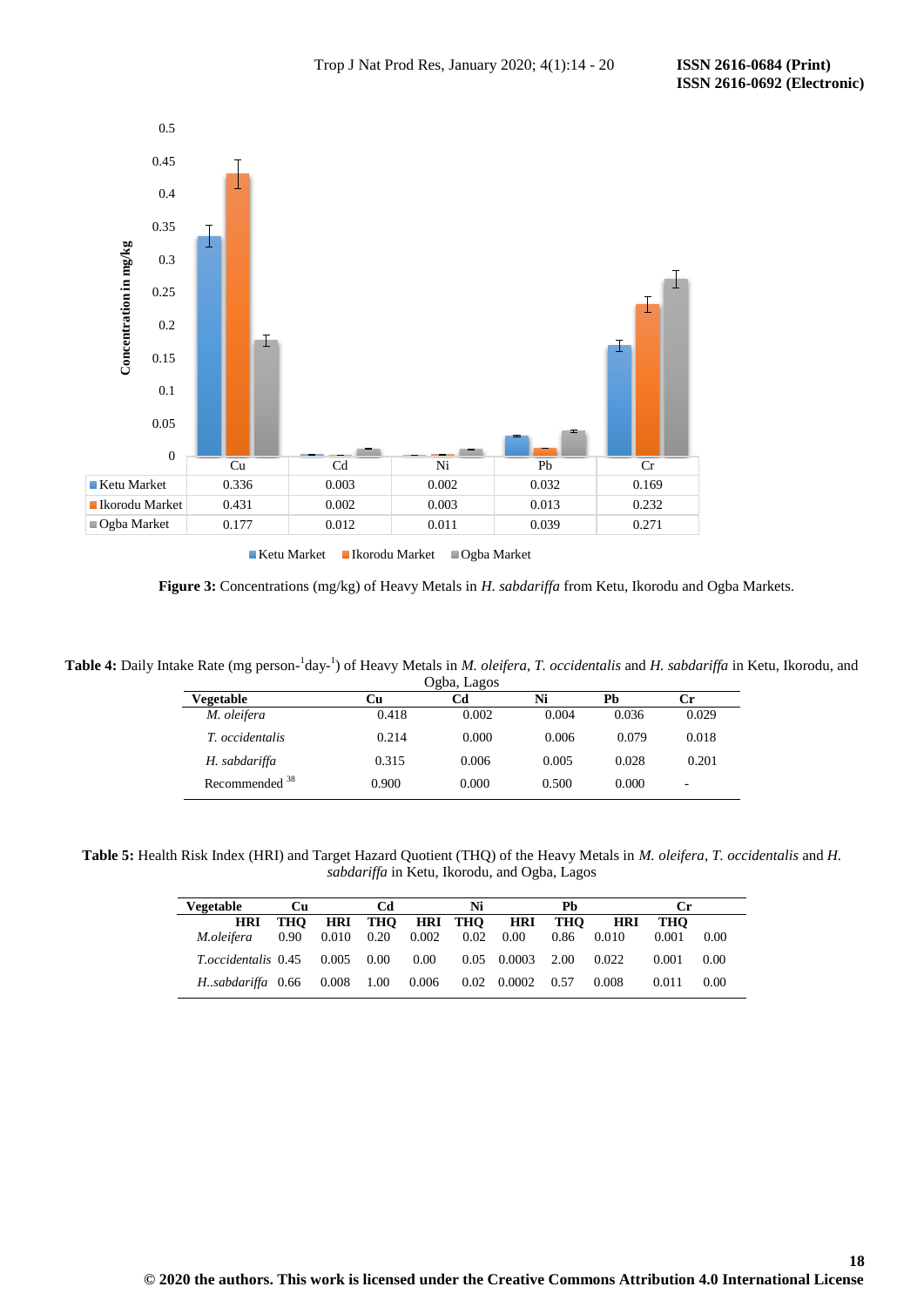| | Cu | Cd | Ni | Pb | Cr |
|---|---|---|---|---|---|
| Ketu Market | 0.336 | 0.003 | 0.002 | 0.032 | 0.169 |
| Ikorodu Market | 0.431 | 0.002 | 0.003 | 0.013 | 0.232 |
| Ogba Market | 0.177 | 0.012 | 0.011 | 0.039 | 0.271 |

**Figure 3:** Concentrations (mg/kg) of Heavy Metals in *H. sabdariffa* from Ketu, Ikorodu and Ogba Markets.

**Table 4:** Daily Intake Rate (mg person-$^{1}$day-$^{1}$) of Heavy Metals in *M. oleifera*, *T. occidentalis* and *H. sabdariffa* in Ketu, Ikorodu, and Ogba, Lagos

| Vegetable | Cu | Cd | Ni | Pb | Cr |
|---|---|---|---|---|---|
| *M. oleifera* | 0.418 | 0.002 | 0.004 | 0.036 | 0.029 |
| *T. occidentalis* | 0.214 | 0.000 | 0.006 | 0.079 | 0.018 |
| *H. sabdariffa* | 0.315 | 0.006 | 0.005 | 0.028 | 0.201 |
| Recommended [38] | 0.900 | 0.000 | 0.500 | 0.000 | - |

**Table 5:** Health Risk Index (HRI) and Target Hazard Quotient (THQ) of the Heavy Metals in *M. oleifera*, *T. occidentalis* and *H. sabdariffa* in Ketu, Ikorodu, and Ogba, Lagos

| Vegetable | Cu | | Cd | | Ni | | Pb | | Cr | |
|---|---|---|---|---|---|---|---|---|---|---|
| | HRI | THQ | HRI | THQ | HRI | THQ | HRI | THQ | HRI | THQ |
| *M.oleifera* | 0.90 | 0.010 | 0.20 | 0.002 | 0.02 | 0.00 | 0.86 | 0.010 | 0.001 | 0.00 |
| *T.occidentalis* | 0.45 | 0.005 | 0.00 | 0.00 | 0.05 | 0.0003 | 2.00 | 0.022 | 0.001 | 0.00 |
| *H..sabdariffa* | 0.66 | 0.008 | 1.00 | 0.006 | 0.02 | 0.0002 | 0.57 | 0.008 | 0.011 | 0.00 |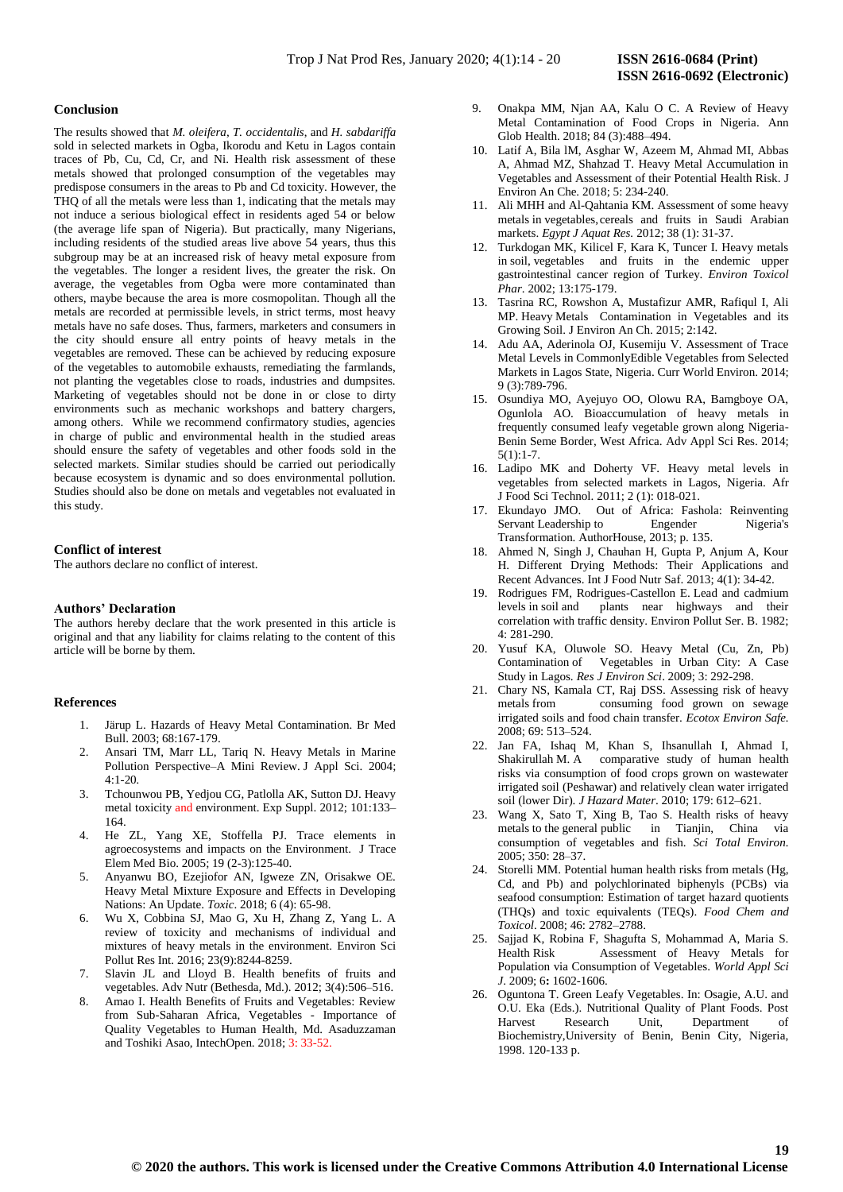## Conclusion

The results showed that *M. oleifera*, *T. occidentalis*, and *H. sabdariffa* sold in selected markets in Ogba, Ikorodu and Ketu in Lagos contain traces of Pb, Cu, Cd, Cr, and Ni. Health risk assessment of these metals showed that prolonged consumption of the vegetables may predispose consumers in the areas to Pb and Cd toxicity. However, the THQ of all the metals were less than 1, indicating that the metals may not induce a serious biological effect in residents aged 54 or below (the average life span of Nigeria). But practically, many Nigerians, including residents of the studied areas live above 54 years, thus this subgroup may be at an increased risk of heavy metal exposure from the vegetables. The longer a resident lives, the greater the risk. On average, the vegetables from Ogba were more contaminated than others, maybe because the area is more cosmopolitan. Though all the metals are recorded at permissible levels, in strict terms, most heavy metals have no safe doses. Thus, farmers, marketers and consumers in the city should ensure all entry points of heavy metals in the vegetables are removed. These can be achieved by reducing exposure of the vegetables to automobile exhausts, remediating the farmlands, not planting the vegetables close to roads, industries and dumpsites. Marketing of vegetables should not be done in or close to dirty environments such as mechanic workshops and battery chargers, among others. While we recommend confirmatory studies, agencies in charge of public and environmental health in the studied areas should ensure the safety of vegetables and other foods sold in the selected markets. Similar studies should be carried out periodically because ecosystem is dynamic and so does environmental pollution. Studies should also be done on metals and vegetables not evaluated in this study.

## Conflict of interest

The authors declare no conflict of interest.

## Authors' Declaration

The authors hereby declare that the work presented in this article is original and that any liability for claims relating to the content of this article will be borne by them.

## References

1. Järup L. Hazards of Heavy Metal Contamination. Br Med Bull. 2003; 68:167-179.
2. Ansari TM, Marr LL, Tariq N. Heavy Metals in Marine Pollution Perspective–A Mini Review. J Appl Sci. 2004; 4:1-20.
3. Tchounwou PB, Yedjou CG, Patlolla AK, Sutton DJ. Heavy metal toxicity and environment. Exp Suppl. 2012; 101:133–164.
4. He ZL, Yang XE, Stoffella PJ. Trace elements in agroecosystems and impacts on the Environment. J Trace Elem Med Bio. 2005; 19 (2-3):125-40.
5. Anyanwu BO, Ezejiofor AN, Igweze ZN, Orisakwe OE. Heavy Metal Mixture Exposure and Effects in Developing Nations: An Update. *Toxic*. 2018; 6 (4): 65-98.
6. Wu X, Cobbina SJ, Mao G, Xu H, Zhang Z, Yang L. A review of toxicity and mechanisms of individual and mixtures of heavy metals in the environment. Environ Sci Pollut Res Int. 2016; 23(9):8244-8259.
7. Slavin JL and Lloyd B. Health benefits of fruits and vegetables. Adv Nutr (Bethesda, Md.). 2012; 3(4):506–516.
8. Amao I. Health Benefits of Fruits and Vegetables: Review from Sub-Saharan Africa, Vegetables - Importance of Quality Vegetables to Human Health, Md. Asaduzzaman and Toshiki Asao, IntechOpen. 2018; 3: 33-52.
9. Onakpa MM, Njan AA, Kalu O C. A Review of Heavy Metal Contamination of Food Crops in Nigeria. Ann Glob Health. 2018; 84 (3):488–494.
10. Latif A, Bila lM, Asghar W, Azeem M, Ahmad MI, Abbas A, Ahmad MZ, Shahzad T. Heavy Metal Accumulation in Vegetables and Assessment of their Potential Health Risk. J Environ An Che. 2018; 5: 234-240.
11. Ali MHH and Al-Qahtania KM. Assessment of some heavy metals in vegetables, cereals and fruits in Saudi Arabian markets. *Egypt J Aquat Res.* 2012; 38 (1): 31-37.
12. Turkdogan MK, Kilicel F, Kara K, Tuncer I. Heavy metals in soil, vegetables and fruits in the endemic upper gastrointestinal cancer region of Turkey. *Environ Toxicol Phar*. 2002; 13:175-179.
13. Tasrina RC, Rowshon A, Mustafizur AMR, Rafiqul I, Ali MP. Heavy Metals Contamination in Vegetables and its Growing Soil. J Environ An Ch. 2015; 2:142.
14. Adu AA, Aderinola OJ, Kusemiju V. Assessment of Trace Metal Levels in CommonlyEdible Vegetables from Selected Markets in Lagos State, Nigeria. Curr World Environ. 2014; 9 (3):789-796.
15. Osundiya MO, Ayejuyo OO, Olowu RA, Bamgboye OA, Ogunlola AO. Bioaccumulation of heavy metals in frequently consumed leafy vegetable grown along Nigeria-Benin Seme Border, West Africa. Adv Appl Sci Res. 2014; 5(1):1-7.
16. Ladipo MK and Doherty VF. Heavy metal levels in vegetables from selected markets in Lagos, Nigeria. Afr J Food Sci Technol. 2011; 2 (1): 018-021.
17. Ekundayo JMO. Out of Africa: Fashola: Reinventing Servant Leadership to Engender Nigeria's Transformation. AuthorHouse, 2013; p. 135.
18. Ahmed N, Singh J, Chauhan H, Gupta P, Anjum A, Kour H. Different Drying Methods: Their Applications and Recent Advances. Int J Food Nutr Saf. 2013; 4(1): 34-42.
19. Rodrigues FM, Rodrigues-Castellon E. Lead and cadmium levels in soil and plants near highways and their correlation with traffic density. Environ Pollut Ser. B. 1982; 4: 281-290.
20. Yusuf KA, Oluwole SO. Heavy Metal (Cu, Zn, Pb) Contamination of Vegetables in Urban City: A Case Study in Lagos. *Res J Environ Sci*. 2009; 3: 292-298.
21. Chary NS, Kamala CT, Raj DSS. Assessing risk of heavy metals from consuming food grown on sewage irrigated soils and food chain transfer. *Ecotox Environ Safe.* 2008; 69: 513–524.
22. Jan FA, Ishaq M, Khan S, Ihsanullah I, Ahmad I, Shakirullah M. A comparative study of human health risks via consumption of food crops grown on wastewater irrigated soil (Peshawar) and relatively clean water irrigated soil (lower Dir). *J Hazard Mater*. 2010; 179: 612–621.
23. Wang X, Sato T, Xing B, Tao S. Health risks of heavy metals to the general public in Tianjin, China via consumption of vegetables and fish. *Sci Total Environ.* 2005; 350: 28–37.
24. Storelli MM. Potential human health risks from metals (Hg, Cd, and Pb) and polychlorinated biphenyls (PCBs) via seafood consumption: Estimation of target hazard quotients (THQs) and toxic equivalents (TEQs). *Food Chem and Toxicol*. 2008; 46: 2782–2788.
25. Sajjad K, Robina F, Shagufta S, Mohammad A, Maria S. Health Risk Assessment of Heavy Metals for Population via Consumption of Vegetables. *World Appl Sci J*. 2009; 6**:** 1602-1606.
26. Oguntona T. Green Leafy Vegetables. In: Osagie, A.U. and O.U. Eka (Eds.). Nutritional Quality of Plant Foods. Post Harvest Research Unit, Department of Biochemistry,University of Benin, Benin City, Nigeria, 1998. 120-133 p.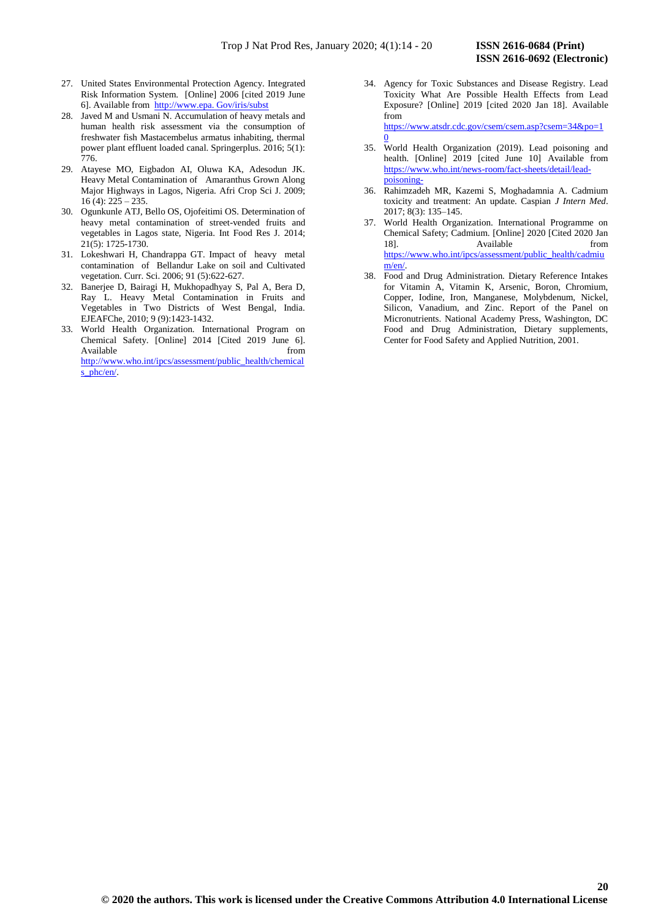27. United States Environmental Protection Agency. Integrated Risk Information System. [Online] 2006 [cited 2019 June 6]. Available from http://www.epa. Gov/iris/subst
28. Javed M and Usmani N. Accumulation of heavy metals and human health risk assessment via the consumption of freshwater fish Mastacembelus armatus inhabiting, thermal power plant effluent loaded canal. Springerplus. 2016; 5(1): 776.
29. Atayese MO, Eigbadon AI, Oluwa KA, Adesodun JK. Heavy Metal Contamination of Amaranthus Grown Along Major Highways in Lagos, Nigeria. Afri Crop Sci J. 2009; 16 (4): 225 – 235.
30. Ogunkunle ATJ, Bello OS, Ojofeitimi OS. Determination of heavy metal contamination of street-vended fruits and vegetables in Lagos state, Nigeria. Int Food Res J. 2014; 21(5): 1725-1730.
31. Lokeshwari H, Chandrappa GT. Impact of heavy metal contamination of Bellandur Lake on soil and Cultivated vegetation. Curr. Sci. 2006; 91 (5):622-627.
32. Banerjee D, Bairagi H, Mukhopadhyay S, Pal A, Bera D, Ray L. Heavy Metal Contamination in Fruits and Vegetables in Two Districts of West Bengal, India. EJEAFChe, 2010; 9 (9):1423-1432.
33. World Health Organization. International Program on Chemical Safety. [Online] 2014 [Cited 2019 June 6]. Available from http://www.who.int/ipcs/assessment/public_health/chemicals_phc/en/.
34. Agency for Toxic Substances and Disease Registry. Lead Toxicity What Are Possible Health Effects from Lead Exposure? [Online] 2019 [cited 2020 Jan 18]. Available from https://www.atsdr.cdc.gov/csem/csem.asp?csem=34&po=10
35. World Health Organization (2019). Lead poisoning and health. [Online] 2019 [cited June 10] Available from https://www.who.int/news-room/fact-sheets/detail/lead-poisoning-
36. Rahimzadeh MR, Kazemi S, Moghadamnia A. Cadmium toxicity and treatment: An update. Caspian *J Intern Med*. 2017; 8(3): 135–145.
37. World Health Organization. International Programme on Chemical Safety; Cadmium. [Online] 2020 [Cited 2020 Jan 18]. Available from https://www.who.int/ipcs/assessment/public_health/cadmium/en/.
38. Food and Drug Administration. Dietary Reference Intakes for Vitamin A, Vitamin K, Arsenic, Boron, Chromium, Copper, Iodine, Iron, Manganese, Molybdenum, Nickel, Silicon, Vanadium, and Zinc. Report of the Panel on Micronutrients. National Academy Press, Washington, DC Food and Drug Administration, Dietary supplements, Center for Food Safety and Applied Nutrition, 2001.

**© 2020 the authors. This work is licensed under the Creative Commons Attribution 4.0 International License**